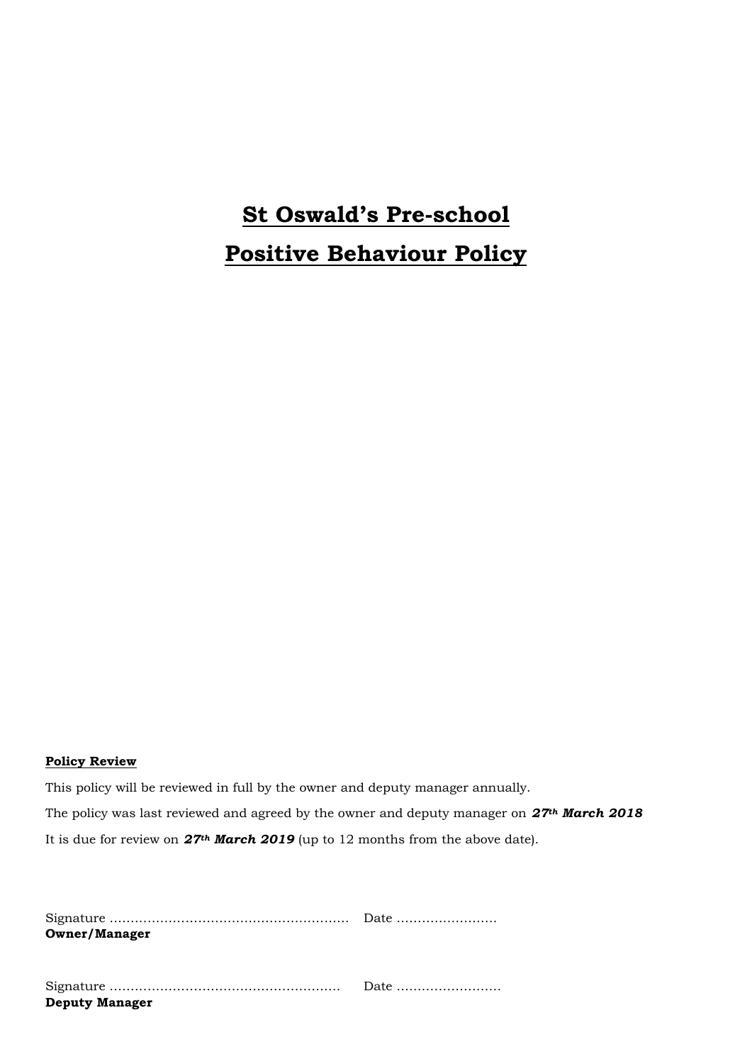# St Oswald's Pre-school

# Positive Behaviour Policy

**Policy Review**

This policy will be reviewed in full by the owner and deputy manager annually.

The policy was last reviewed and agreed by the owner and deputy manager on ***27th March 2018***

It is due for review on ***27th March 2019*** (up to 12 months from the above date).

Signature ……………………………………………………. Date ……………………

**Owner/Manager**

Signature …………………………………………………. Date ……………………

**Deputy Manager**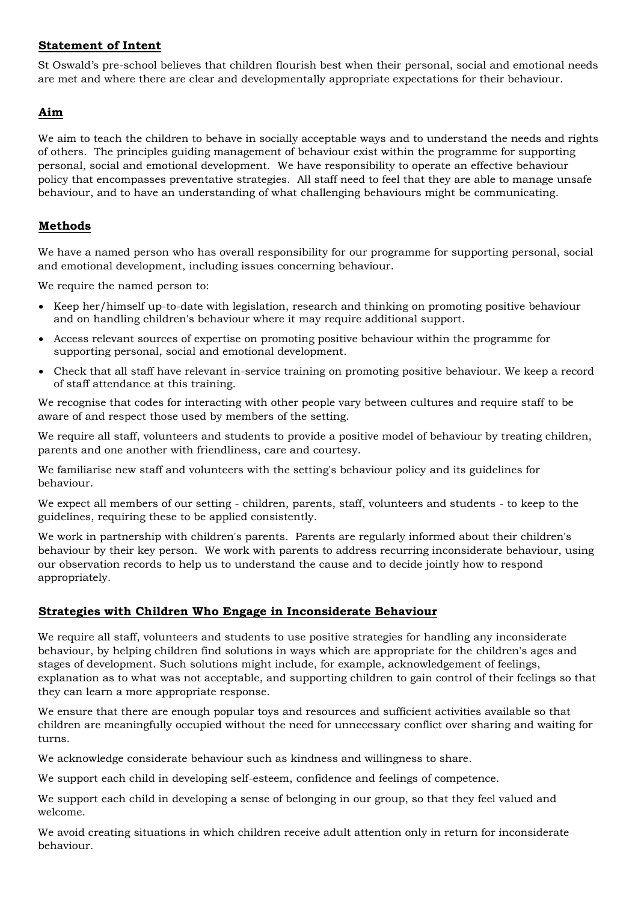## Statement of Intent

St Oswald's pre-school believes that children flourish best when their personal, social and emotional needs are met and where there are clear and developmentally appropriate expectations for their behaviour.

## Aim

We aim to teach the children to behave in socially acceptable ways and to understand the needs and rights of others. The principles guiding management of behaviour exist within the programme for supporting personal, social and emotional development. We have responsibility to operate an effective behaviour policy that encompasses preventative strategies. All staff need to feel that they are able to manage unsafe behaviour, and to have an understanding of what challenging behaviours might be communicating.

## Methods

We have a named person who has overall responsibility for our programme for supporting personal, social and emotional development, including issues concerning behaviour.

We require the named person to:

- Keep her/himself up-to-date with legislation, research and thinking on promoting positive behaviour and on handling children's behaviour where it may require additional support.
- Access relevant sources of expertise on promoting positive behaviour within the programme for supporting personal, social and emotional development.
- Check that all staff have relevant in-service training on promoting positive behaviour. We keep a record of staff attendance at this training.

We recognise that codes for interacting with other people vary between cultures and require staff to be aware of and respect those used by members of the setting.

We require all staff, volunteers and students to provide a positive model of behaviour by treating children, parents and one another with friendliness, care and courtesy.

We familiarise new staff and volunteers with the setting's behaviour policy and its guidelines for behaviour.

We expect all members of our setting - children, parents, staff, volunteers and students - to keep to the guidelines, requiring these to be applied consistently.

We work in partnership with children's parents. Parents are regularly informed about their children's behaviour by their key person. We work with parents to address recurring inconsiderate behaviour, using our observation records to help us to understand the cause and to decide jointly how to respond appropriately.

## Strategies with Children Who Engage in Inconsiderate Behaviour

We require all staff, volunteers and students to use positive strategies for handling any inconsiderate behaviour, by helping children find solutions in ways which are appropriate for the children's ages and stages of development. Such solutions might include, for example, acknowledgement of feelings, explanation as to what was not acceptable, and supporting children to gain control of their feelings so that they can learn a more appropriate response.

We ensure that there are enough popular toys and resources and sufficient activities available so that children are meaningfully occupied without the need for unnecessary conflict over sharing and waiting for turns.

We acknowledge considerate behaviour such as kindness and willingness to share.

We support each child in developing self-esteem, confidence and feelings of competence.

We support each child in developing a sense of belonging in our group, so that they feel valued and welcome.

We avoid creating situations in which children receive adult attention only in return for inconsiderate behaviour.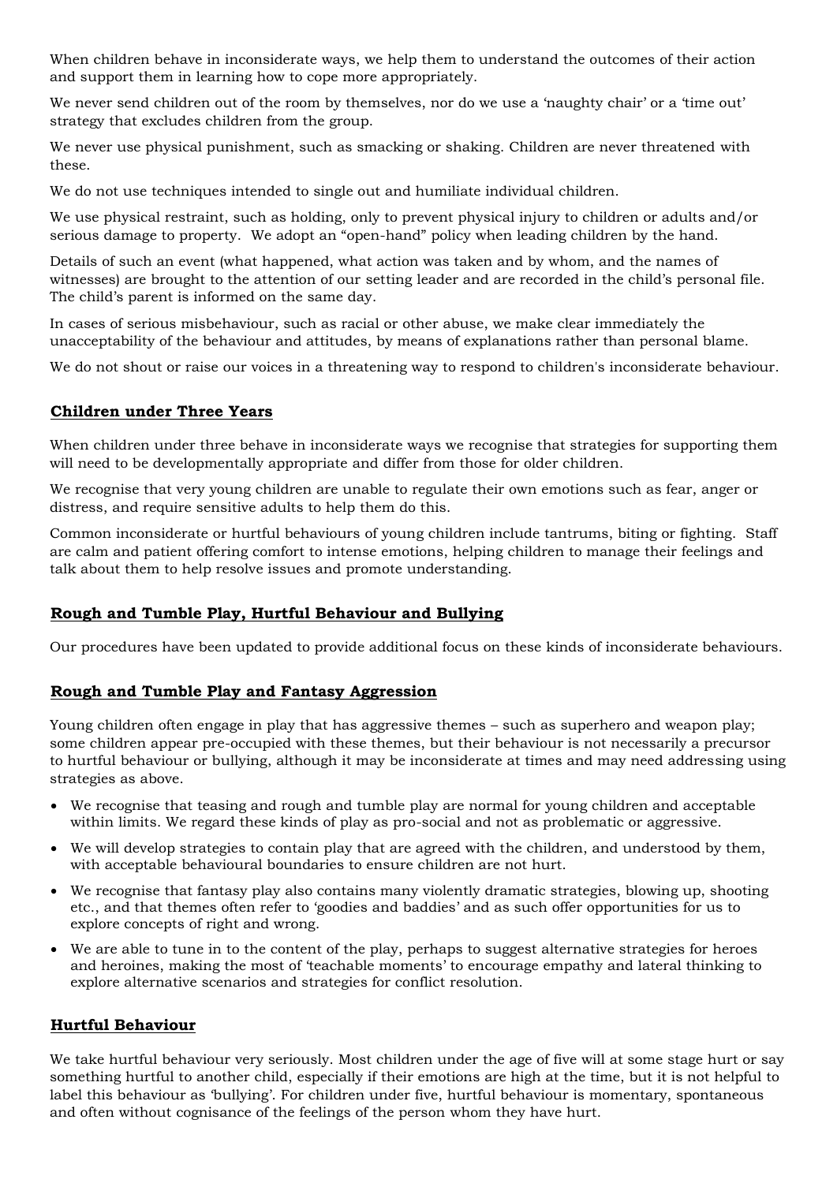When children behave in inconsiderate ways, we help them to understand the outcomes of their action and support them in learning how to cope more appropriately.

We never send children out of the room by themselves, nor do we use a 'naughty chair' or a 'time out' strategy that excludes children from the group.

We never use physical punishment, such as smacking or shaking. Children are never threatened with these.

We do not use techniques intended to single out and humiliate individual children.

We use physical restraint, such as holding, only to prevent physical injury to children or adults and/or serious damage to property. We adopt an "open-hand" policy when leading children by the hand.

Details of such an event (what happened, what action was taken and by whom, and the names of witnesses) are brought to the attention of our setting leader and are recorded in the child's personal file. The child's parent is informed on the same day.

In cases of serious misbehaviour, such as racial or other abuse, we make clear immediately the unacceptability of the behaviour and attitudes, by means of explanations rather than personal blame.

We do not shout or raise our voices in a threatening way to respond to children's inconsiderate behaviour.

## Children under Three Years

When children under three behave in inconsiderate ways we recognise that strategies for supporting them will need to be developmentally appropriate and differ from those for older children.

We recognise that very young children are unable to regulate their own emotions such as fear, anger or distress, and require sensitive adults to help them do this.

Common inconsiderate or hurtful behaviours of young children include tantrums, biting or fighting. Staff are calm and patient offering comfort to intense emotions, helping children to manage their feelings and talk about them to help resolve issues and promote understanding.

## Rough and Tumble Play, Hurtful Behaviour and Bullying

Our procedures have been updated to provide additional focus on these kinds of inconsiderate behaviours.

## Rough and Tumble Play and Fantasy Aggression

Young children often engage in play that has aggressive themes – such as superhero and weapon play; some children appear pre-occupied with these themes, but their behaviour is not necessarily a precursor to hurtful behaviour or bullying, although it may be inconsiderate at times and may need addressing using strategies as above.

- We recognise that teasing and rough and tumble play are normal for young children and acceptable within limits. We regard these kinds of play as pro-social and not as problematic or aggressive.
- We will develop strategies to contain play that are agreed with the children, and understood by them, with acceptable behavioural boundaries to ensure children are not hurt.
- We recognise that fantasy play also contains many violently dramatic strategies, blowing up, shooting etc., and that themes often refer to 'goodies and baddies' and as such offer opportunities for us to explore concepts of right and wrong.
- We are able to tune in to the content of the play, perhaps to suggest alternative strategies for heroes and heroines, making the most of 'teachable moments' to encourage empathy and lateral thinking to explore alternative scenarios and strategies for conflict resolution.

## Hurtful Behaviour

We take hurtful behaviour very seriously. Most children under the age of five will at some stage hurt or say something hurtful to another child, especially if their emotions are high at the time, but it is not helpful to label this behaviour as 'bullying'. For children under five, hurtful behaviour is momentary, spontaneous and often without cognisance of the feelings of the person whom they have hurt.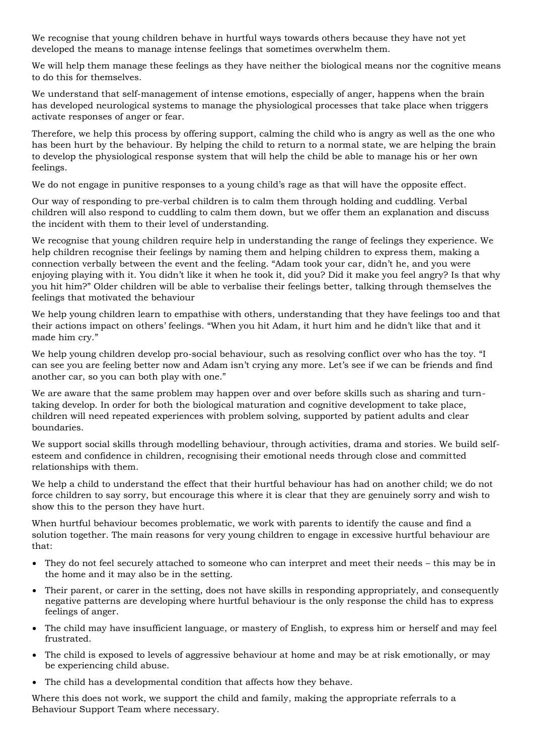We recognise that young children behave in hurtful ways towards others because they have not yet developed the means to manage intense feelings that sometimes overwhelm them.

We will help them manage these feelings as they have neither the biological means nor the cognitive means to do this for themselves.

We understand that self-management of intense emotions, especially of anger, happens when the brain has developed neurological systems to manage the physiological processes that take place when triggers activate responses of anger or fear.

Therefore, we help this process by offering support, calming the child who is angry as well as the one who has been hurt by the behaviour. By helping the child to return to a normal state, we are helping the brain to develop the physiological response system that will help the child be able to manage his or her own feelings.

We do not engage in punitive responses to a young child's rage as that will have the opposite effect.

Our way of responding to pre-verbal children is to calm them through holding and cuddling. Verbal children will also respond to cuddling to calm them down, but we offer them an explanation and discuss the incident with them to their level of understanding.

We recognise that young children require help in understanding the range of feelings they experience. We help children recognise their feelings by naming them and helping children to express them, making a connection verbally between the event and the feeling. "Adam took your car, didn't he, and you were enjoying playing with it. You didn't like it when he took it, did you? Did it make you feel angry? Is that why you hit him?" Older children will be able to verbalise their feelings better, talking through themselves the feelings that motivated the behaviour

We help young children learn to empathise with others, understanding that they have feelings too and that their actions impact on others' feelings. "When you hit Adam, it hurt him and he didn't like that and it made him cry."

We help young children develop pro-social behaviour, such as resolving conflict over who has the toy. "I can see you are feeling better now and Adam isn't crying any more. Let's see if we can be friends and find another car, so you can both play with one."

We are aware that the same problem may happen over and over before skills such as sharing and turn-taking develop. In order for both the biological maturation and cognitive development to take place, children will need repeated experiences with problem solving, supported by patient adults and clear boundaries.

We support social skills through modelling behaviour, through activities, drama and stories. We build self-esteem and confidence in children, recognising their emotional needs through close and committed relationships with them.

We help a child to understand the effect that their hurtful behaviour has had on another child; we do not force children to say sorry, but encourage this where it is clear that they are genuinely sorry and wish to show this to the person they have hurt.

When hurtful behaviour becomes problematic, we work with parents to identify the cause and find a solution together. The main reasons for very young children to engage in excessive hurtful behaviour are that:

- They do not feel securely attached to someone who can interpret and meet their needs – this may be in the home and it may also be in the setting.
- Their parent, or carer in the setting, does not have skills in responding appropriately, and consequently negative patterns are developing where hurtful behaviour is the only response the child has to express feelings of anger.
- The child may have insufficient language, or mastery of English, to express him or herself and may feel frustrated.
- The child is exposed to levels of aggressive behaviour at home and may be at risk emotionally, or may be experiencing child abuse.
- The child has a developmental condition that affects how they behave.

Where this does not work, we support the child and family, making the appropriate referrals to a Behaviour Support Team where necessary.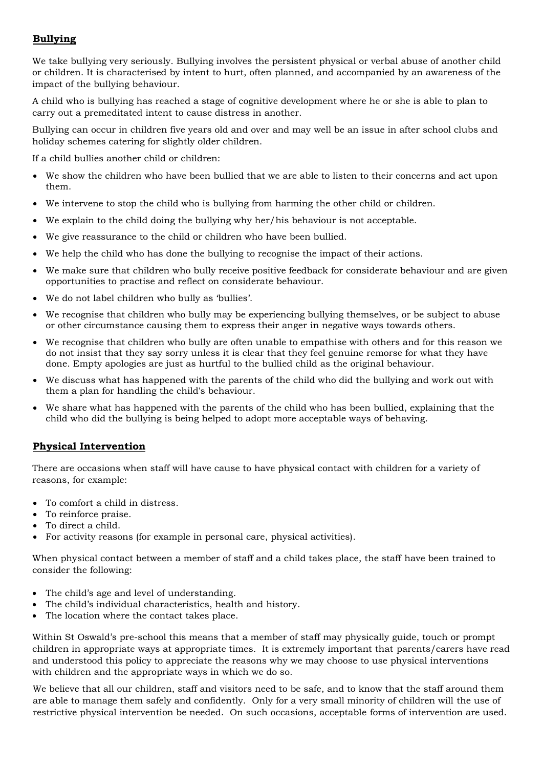## Bullying

We take bullying very seriously. Bullying involves the persistent physical or verbal abuse of another child or children. It is characterised by intent to hurt, often planned, and accompanied by an awareness of the impact of the bullying behaviour.

A child who is bullying has reached a stage of cognitive development where he or she is able to plan to carry out a premeditated intent to cause distress in another.

Bullying can occur in children five years old and over and may well be an issue in after school clubs and holiday schemes catering for slightly older children.

If a child bullies another child or children:

- We show the children who have been bullied that we are able to listen to their concerns and act upon them.
- We intervene to stop the child who is bullying from harming the other child or children.
- We explain to the child doing the bullying why her/his behaviour is not acceptable.
- We give reassurance to the child or children who have been bullied.
- We help the child who has done the bullying to recognise the impact of their actions.
- We make sure that children who bully receive positive feedback for considerate behaviour and are given opportunities to practise and reflect on considerate behaviour.
- We do not label children who bully as 'bullies'.
- We recognise that children who bully may be experiencing bullying themselves, or be subject to abuse or other circumstance causing them to express their anger in negative ways towards others.
- We recognise that children who bully are often unable to empathise with others and for this reason we do not insist that they say sorry unless it is clear that they feel genuine remorse for what they have done. Empty apologies are just as hurtful to the bullied child as the original behaviour.
- We discuss what has happened with the parents of the child who did the bullying and work out with them a plan for handling the child's behaviour.
- We share what has happened with the parents of the child who has been bullied, explaining that the child who did the bullying is being helped to adopt more acceptable ways of behaving.

## Physical Intervention

There are occasions when staff will have cause to have physical contact with children for a variety of reasons, for example:

- To comfort a child in distress.
- To reinforce praise.
- To direct a child.
- For activity reasons (for example in personal care, physical activities).

When physical contact between a member of staff and a child takes place, the staff have been trained to consider the following:

- The child's age and level of understanding.
- The child's individual characteristics, health and history.
- The location where the contact takes place.

Within St Oswald's pre-school this means that a member of staff may physically guide, touch or prompt children in appropriate ways at appropriate times. It is extremely important that parents/carers have read and understood this policy to appreciate the reasons why we may choose to use physical interventions with children and the appropriate ways in which we do so.

We believe that all our children, staff and visitors need to be safe, and to know that the staff around them are able to manage them safely and confidently. Only for a very small minority of children will the use of restrictive physical intervention be needed. On such occasions, acceptable forms of intervention are used.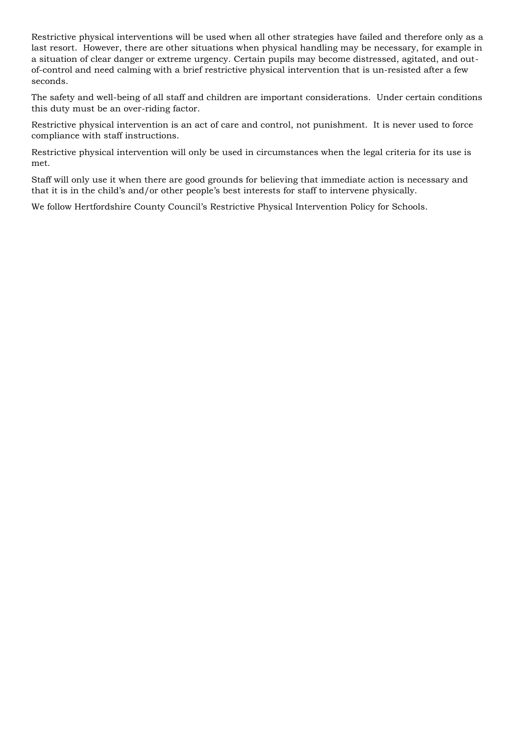Restrictive physical interventions will be used when all other strategies have failed and therefore only as a last resort. However, there are other situations when physical handling may be necessary, for example in a situation of clear danger or extreme urgency. Certain pupils may become distressed, agitated, and out-of-control and need calming with a brief restrictive physical intervention that is un-resisted after a few seconds.

The safety and well-being of all staff and children are important considerations. Under certain conditions this duty must be an over-riding factor.

Restrictive physical intervention is an act of care and control, not punishment. It is never used to force compliance with staff instructions.

Restrictive physical intervention will only be used in circumstances when the legal criteria for its use is met.

Staff will only use it when there are good grounds for believing that immediate action is necessary and that it is in the child's and/or other people's best interests for staff to intervene physically.

We follow Hertfordshire County Council's Restrictive Physical Intervention Policy for Schools.